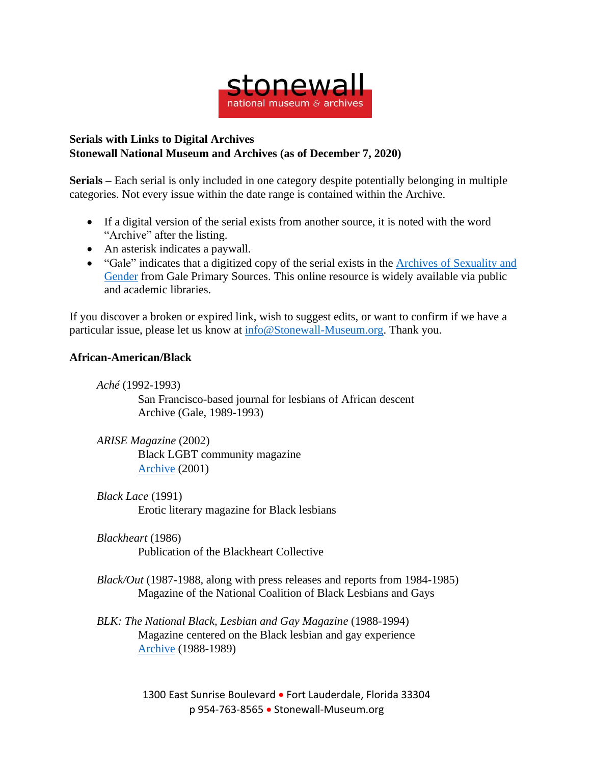stonewall
national museum & archives

**Serials with Links to Digital Archives**
**Stonewall National Museum and Archives (as of December 7, 2020)**

**Serials –** Each serial is only included in one category despite potentially belonging in multiple categories. Not every issue within the date range is contained within the Archive.

- If a digital version of the serial exists from another source, it is noted with the word "Archive" after the listing.
- An asterisk indicates a paywall.
- "Gale" indicates that a digitized copy of the serial exists in the [Archives of Sexuality and Gender]() from Gale Primary Sources. This online resource is widely available via public and academic libraries.

If you discover a broken or expired link, wish to suggest edits, or want to confirm if we have a particular issue, please let us know at [info@Stonewall-Museum.org](). Thank you.

## African-American/Black

*Aché* (1992-1993)
San Francisco-based journal for lesbians of African descent
Archive (Gale, 1989-1993)

*ARISE Magazine* (2002)
Black LGBT community magazine
[Archive]() (2001)

*Black Lace* (1991)
Erotic literary magazine for Black lesbians

*Blackheart* (1986)
Publication of the Blackheart Collective

*Black/Out* (1987-1988, along with press releases and reports from 1984-1985)
Magazine of the National Coalition of Black Lesbians and Gays

*BLK: The National Black, Lesbian and Gay Magazine* (1988-1994)
Magazine centered on the Black lesbian and gay experience
[Archive]() (1988-1989)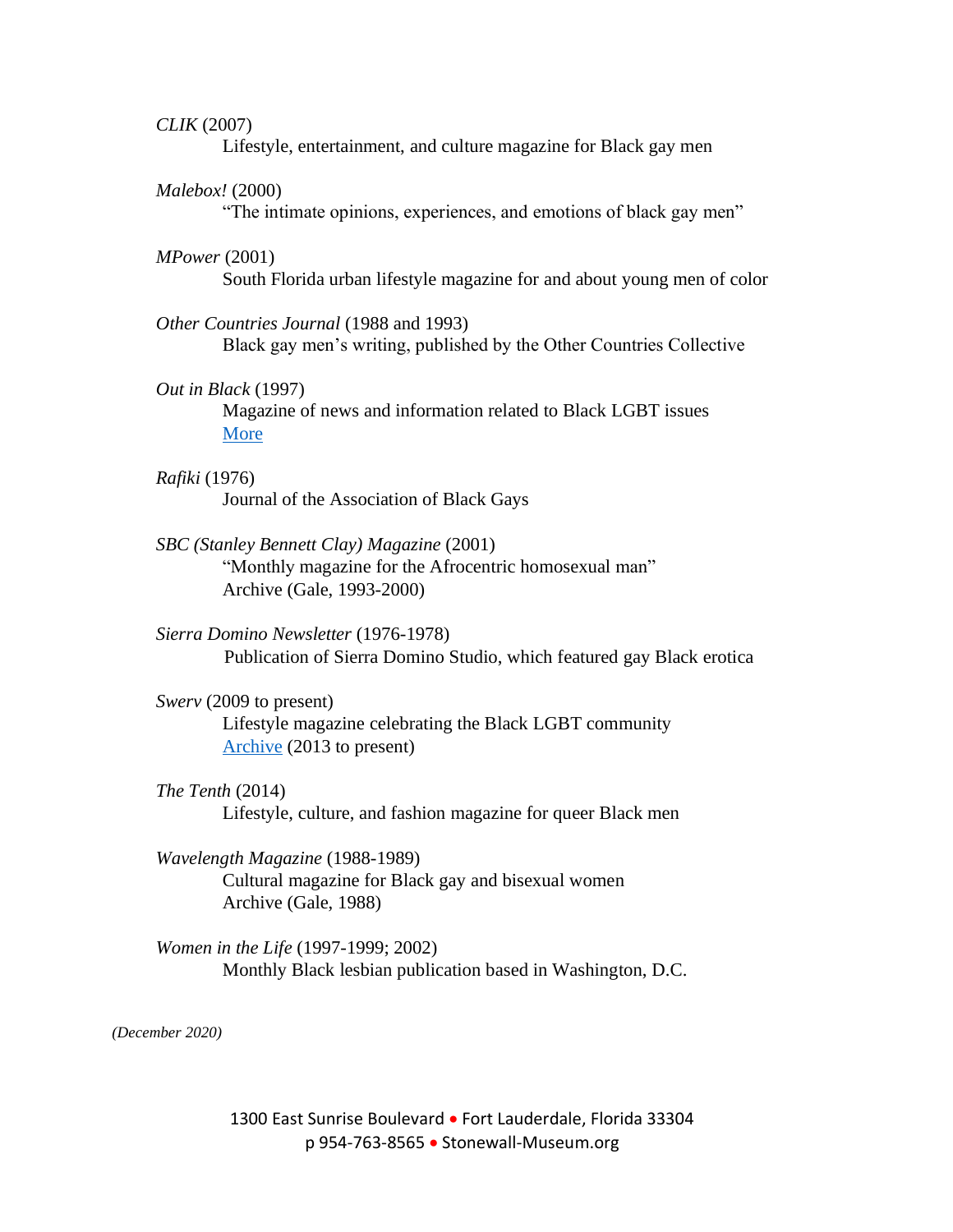*CLIK* (2007)
Lifestyle, entertainment, and culture magazine for Black gay men

*Malebox!* (2000)
"The intimate opinions, experiences, and emotions of black gay men"

*MPower* (2001)
South Florida urban lifestyle magazine for and about young men of color

*Other Countries Journal* (1988 and 1993)
Black gay men's writing, published by the Other Countries Collective

*Out in Black* (1997)
Magazine of news and information related to Black LGBT issues
More

*Rafiki* (1976)
Journal of the Association of Black Gays

*SBC (Stanley Bennett Clay) Magazine* (2001)
"Monthly magazine for the Afrocentric homosexual man"
Archive (Gale, 1993-2000)

*Sierra Domino Newsletter* (1976-1978)
Publication of Sierra Domino Studio, which featured gay Black erotica

*Swerv* (2009 to present)
Lifestyle magazine celebrating the Black LGBT community
Archive (2013 to present)

*The Tenth* (2014)
Lifestyle, culture, and fashion magazine for queer Black men

*Wavelength Magazine* (1988-1989)
Cultural magazine for Black gay and bisexual women
Archive (Gale, 1988)

*Women in the Life* (1997-1999; 2002)
Monthly Black lesbian publication based in Washington, D.C.

*(December 2020)*

1300 East Sunrise Boulevard • Fort Lauderdale, Florida 33304
p 954-763-8565 • Stonewall-Museum.org